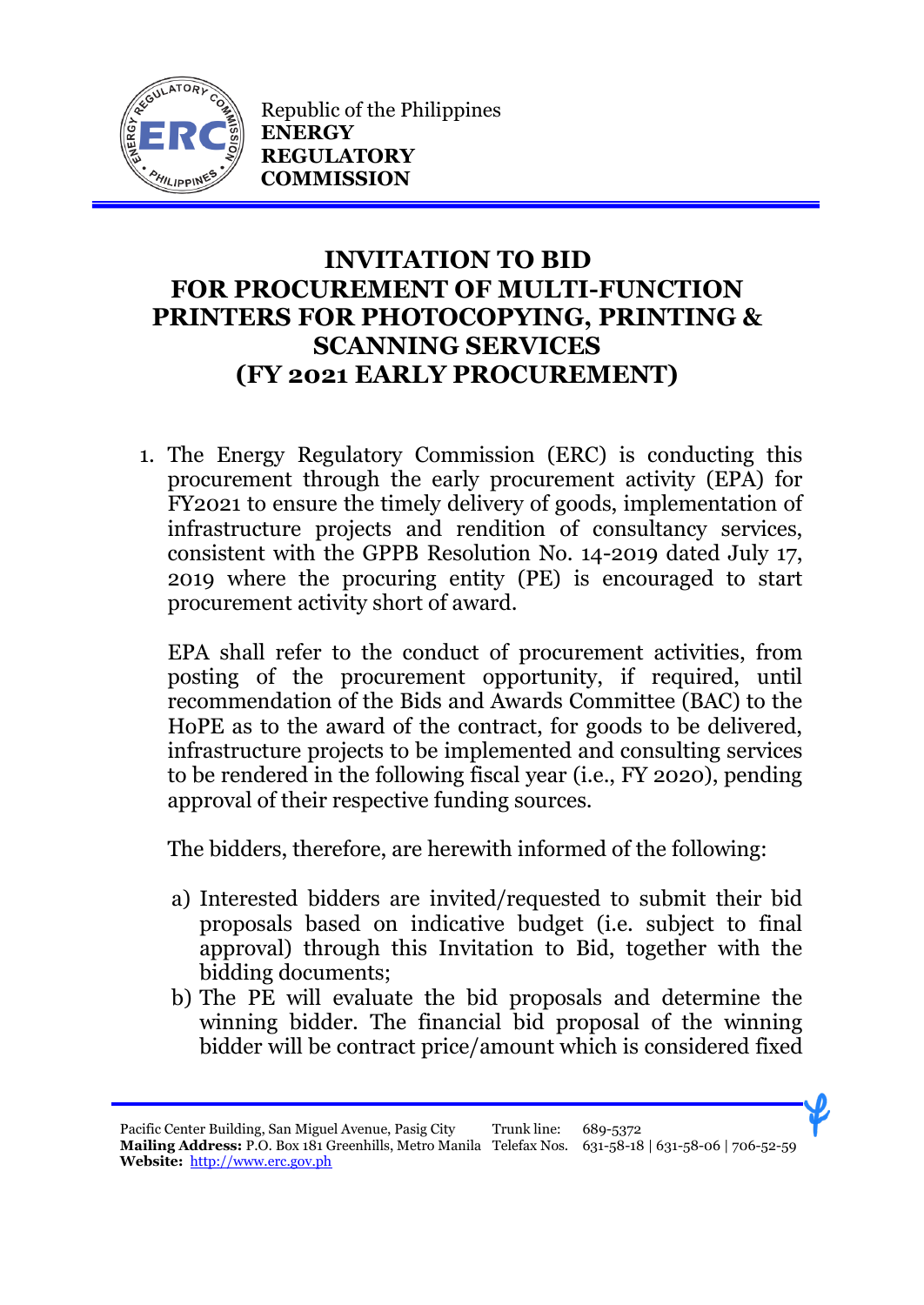Republic of the Philippines
**ENERGY REGULATORY COMMISSION**

# INVITATION TO BID FOR PROCUREMENT OF MULTI-FUNCTION PRINTERS FOR PHOTOCOPYING, PRINTING & SCANNING SERVICES (FY 2021 EARLY PROCUREMENT)

1. The Energy Regulatory Commission (ERC) is conducting this procurement through the early procurement activity (EPA) for FY2021 to ensure the timely delivery of goods, implementation of infrastructure projects and rendition of consultancy services, consistent with the GPPB Resolution No. 14-2019 dated July 17, 2019 where the procuring entity (PE) is encouraged to start procurement activity short of award.

   EPA shall refer to the conduct of procurement activities, from posting of the procurement opportunity, if required, until recommendation of the Bids and Awards Committee (BAC) to the HoPE as to the award of the contract, for goods to be delivered, infrastructure projects to be implemented and consulting services to be rendered in the following fiscal year (i.e., FY 2020), pending approval of their respective funding sources.

   The bidders, therefore, are herewith informed of the following:

   a) Interested bidders are invited/requested to submit their bid proposals based on indicative budget (i.e. subject to final approval) through this Invitation to Bid, together with the bidding documents;
   b) The PE will evaluate the bid proposals and determine the winning bidder. The financial bid proposal of the winning bidder will be contract price/amount which is considered fixed

Pacific Center Building, San Miguel Avenue, Pasig City Trunk line: 689-5372
**Mailing Address:** P.O. Box 181 Greenhills, Metro Manila Telefax Nos. 631-58-18 | 631-58-06 | 706-52-59
**Website:** http://www.erc.gov.ph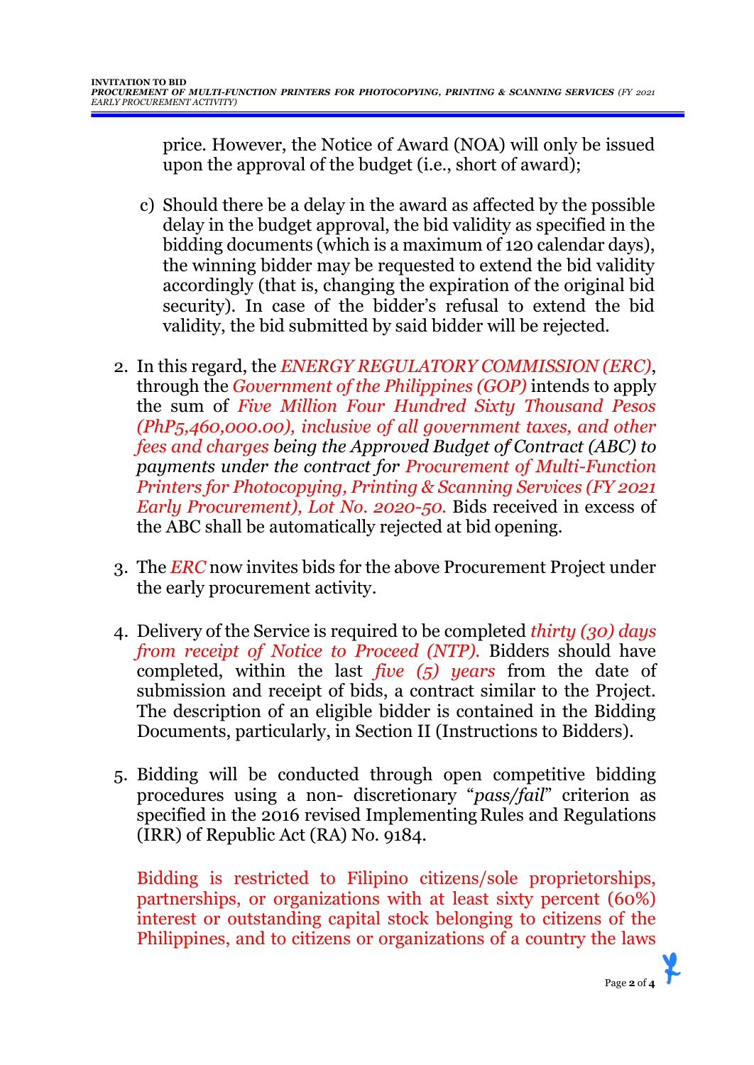price. However, the Notice of Award (NOA) will only be issued upon the approval of the budget (i.e., short of award);

c) Should there be a delay in the award as affected by the possible delay in the budget approval, the bid validity as specified in the bidding documents (which is a maximum of 120 calendar days), the winning bidder may be requested to extend the bid validity accordingly (that is, changing the expiration of the original bid security). In case of the bidder's refusal to extend the bid validity, the bid submitted by said bidder will be rejected.

2. In this regard, the *ENERGY REGULATORY COMMISSION (ERC)*, through the *Government of the Philippines (GOP)* intends to apply the sum of *Five Million Four Hundred Sixty Thousand Pesos (PhP5,460,000.00), inclusive of all government taxes, and other fees and charges being the Approved Budget of Contract (ABC) to payments under the contract for Procurement of Multi-Function Printers for Photocopying, Printing & Scanning Services (FY 2021 Early Procurement), Lot No. 2020-50.* Bids received in excess of the ABC shall be automatically rejected at bid opening.

3. The *ERC* now invites bids for the above Procurement Project under the early procurement activity.

4. Delivery of the Service is required to be completed *thirty (30) days from receipt of Notice to Proceed (NTP).* Bidders should have completed, within the last *five (5) years* from the date of submission and receipt of bids, a contract similar to the Project. The description of an eligible bidder is contained in the Bidding Documents, particularly, in Section II (Instructions to Bidders).

5. Bidding will be conducted through open competitive bidding procedures using a non- discretionary "*pass/fail*" criterion as specified in the 2016 revised Implementing Rules and Regulations (IRR) of Republic Act (RA) No. 9184.

   Bidding is restricted to Filipino citizens/sole proprietorships, partnerships, or organizations with at least sixty percent (60%) interest or outstanding capital stock belonging to citizens of the Philippines, and to citizens or organizations of a country the laws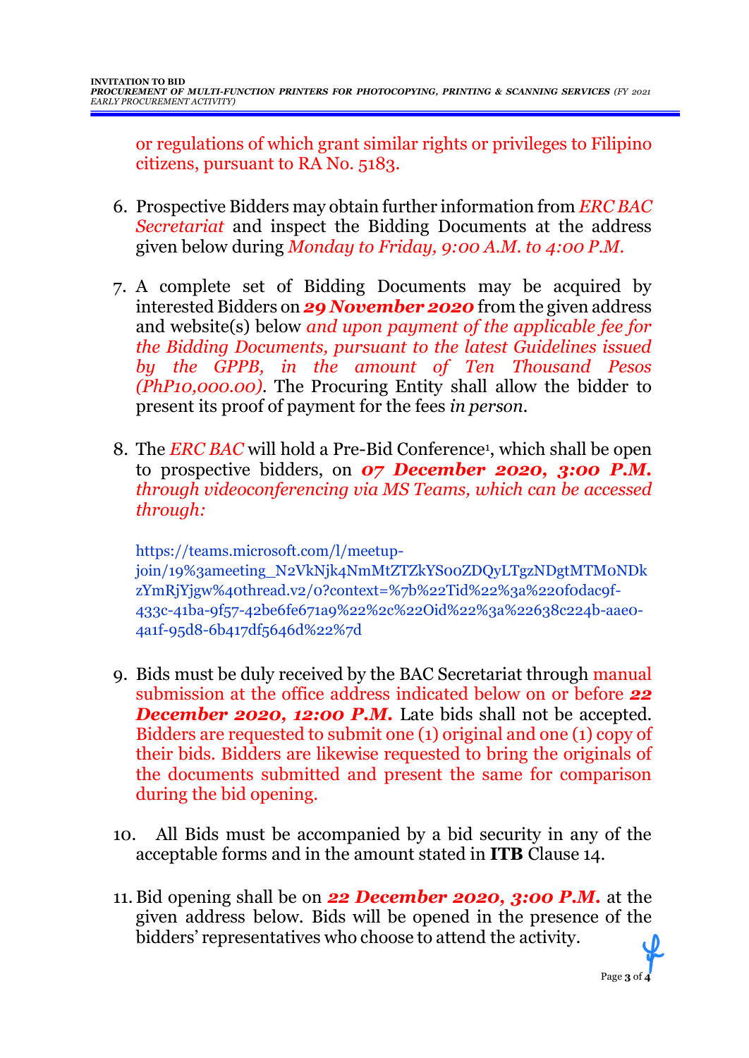or regulations of which grant similar rights or privileges to Filipino citizens, pursuant to RA No. 5183.

6. Prospective Bidders may obtain further information from *ERC BAC Secretariat* and inspect the Bidding Documents at the address given below during *Monday to Friday, 9:00 A.M. to 4:00 P.M.*

7. A complete set of Bidding Documents may be acquired by interested Bidders on ***29 November 2020*** from the given address and website(s) below *and upon payment of the applicable fee for the Bidding Documents, pursuant to the latest Guidelines issued by the GPPB, in the amount of Ten Thousand Pesos (PhP10,000.00)*. The Procuring Entity shall allow the bidder to present its proof of payment for the fees *in person*.

8. The *ERC BAC* will hold a Pre-Bid Conference[1], which shall be open to prospective bidders, on ***07 December 2020, 3:00 P.M.*** *through videoconferencing via MS Teams, which can be accessed through:*

   https://teams.microsoft.com/l/meetup-join/19%3ameeting_N2VkNjk4NmMtZTZkYS00ZDQyLTgzNDgtMTM0NDkzYmRjYjgw%40thread.v2/0?context=%7b%22Tid%22%3a%220f0dac9f-433c-41ba-9f57-42be6fe671a9%22%2c%22Oid%22%3a%22638c224b-aae0-4a1f-95d8-6b417df5646d%22%7d

9. Bids must be duly received by the BAC Secretariat through manual submission at the office address indicated below on or before ***22 December 2020, 12:00 P.M.*** Late bids shall not be accepted. Bidders are requested to submit one (1) original and one (1) copy of their bids. Bidders are likewise requested to bring the originals of the documents submitted and present the same for comparison during the bid opening.

10. All Bids must be accompanied by a bid security in any of the acceptable forms and in the amount stated in **ITB** Clause 14.

11. Bid opening shall be on ***22 December 2020, 3:00 P.M.*** at the given address below. Bids will be opened in the presence of the bidders' representatives who choose to attend the activity.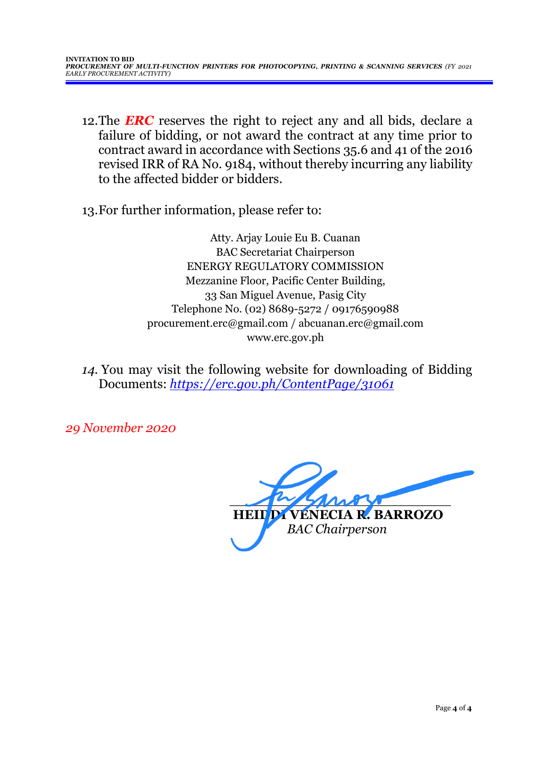12. The ***ERC*** reserves the right to reject any and all bids, declare a failure of bidding, or not award the contract at any time prior to contract award in accordance with Sections 35.6 and 41 of the 2016 revised IRR of RA No. 9184, without thereby incurring any liability to the affected bidder or bidders.

13. For further information, please refer to:

Atty. Arjay Louie Eu B. Cuanan
BAC Secretariat Chairperson
ENERGY REGULATORY COMMISSION
Mezzanine Floor, Pacific Center Building,
33 San Miguel Avenue, Pasig City
Telephone No. (02) 8689-5272 / 09176590988
procurement.erc@gmail.com / abcuanan.erc@gmail.com
www.erc.gov.ph

*14.* You may visit the following website for downloading of Bidding Documents: *https://erc.gov.ph/ContentPage/31061*

*29 November 2020*

**HEIDDI VENECIA R. BARROZO**
*BAC Chairperson*